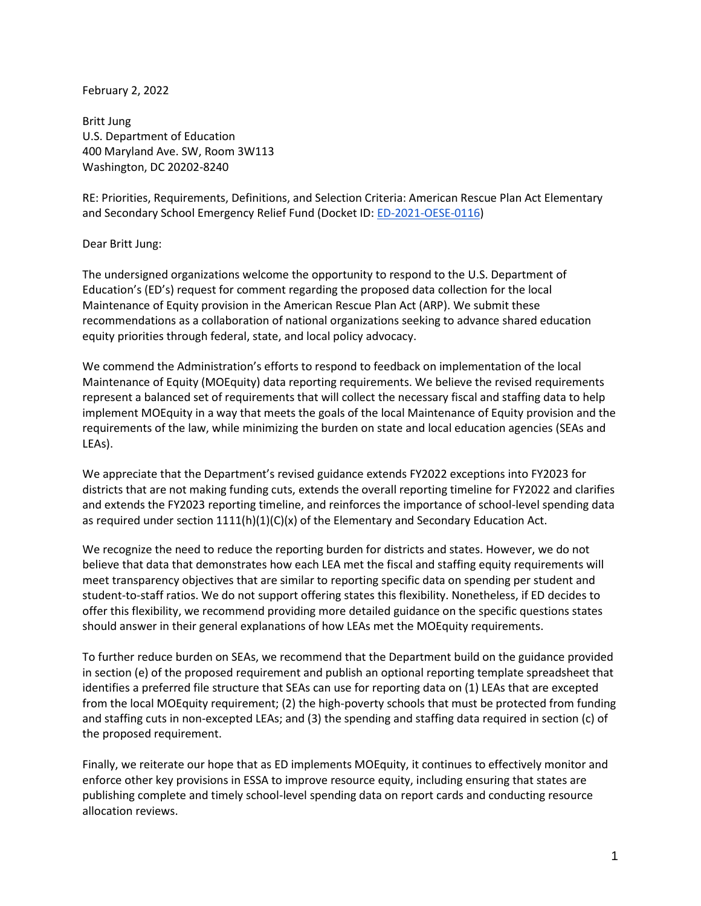February 2, 2022

Britt Jung
U.S. Department of Education
400 Maryland Ave. SW, Room 3W113
Washington, DC 20202-8240

RE: Priorities, Requirements, Definitions, and Selection Criteria: American Rescue Plan Act Elementary and Secondary School Emergency Relief Fund (Docket ID: ED-2021-OESE-0116)

Dear Britt Jung:

The undersigned organizations welcome the opportunity to respond to the U.S. Department of Education's (ED's) request for comment regarding the proposed data collection for the local Maintenance of Equity provision in the American Rescue Plan (ARP). We submit these recommendations as a collaboration of national organizations seeking to advance shared education equity priorities through federal, state, and local policy advocacy.

We commend the Administration's efforts to respond to feedback on implementation of the local Maintenance of Equity (MOEquity) data reporting requirements. We believe the revised requirements represent a balanced set of requirements that will collect the necessary fiscal and staffing data to help implement MOEquity in a way that meets the goals of the local Maintenance of Equity provision and the requirements of the law, while minimizing the burden on state and local education agencies (SEAs and LEAs).

We appreciate that the Department's revised guidance extends FY2022 exceptions into FY2023 for districts that are not making funding cuts, extends the overall reporting timeline for FY2022 and clarifies and extends the FY2023 reporting timeline, and reinforces the importance of school-level spending data as required under section 1111(h)(1)(C)(x) of the Elementary and Secondary Education Act.

We recognize the need to reduce the reporting burden for districts and states. However, we do not believe that data that demonstrates how each LEA met the fiscal and staffing equity requirements will meet transparency objectives that are similar to reporting specific data on spending per student and student-to-staff ratios. We do not support offering states this flexibility. Nonetheless, if ED decides to offer this flexibility, we recommend providing more detailed guidance on the specific questions states should answer in their general explanations of how LEAs met the MOEquity requirements.

To further reduce burden on SEAs, we recommend that the Department build on the guidance provided in section (e) of the proposed requirement and publish an optional reporting template spreadsheet that identifies a preferred file structure that SEAs can use for reporting data on (1) LEAs that are excepted from the local MOEquity requirement; (2) the high-poverty schools that must be protected from funding and staffing cuts in non-excepted LEAs; and (3) the spending and staffing data required in section (c) of the proposed requirement.

Finally, we reiterate our hope that as ED implements MOEquity, it continues to effectively monitor and enforce other key provisions in ESSA to improve resource equity, including ensuring that states are publishing complete and timely school-level spending data on report cards and conducting resource allocation reviews.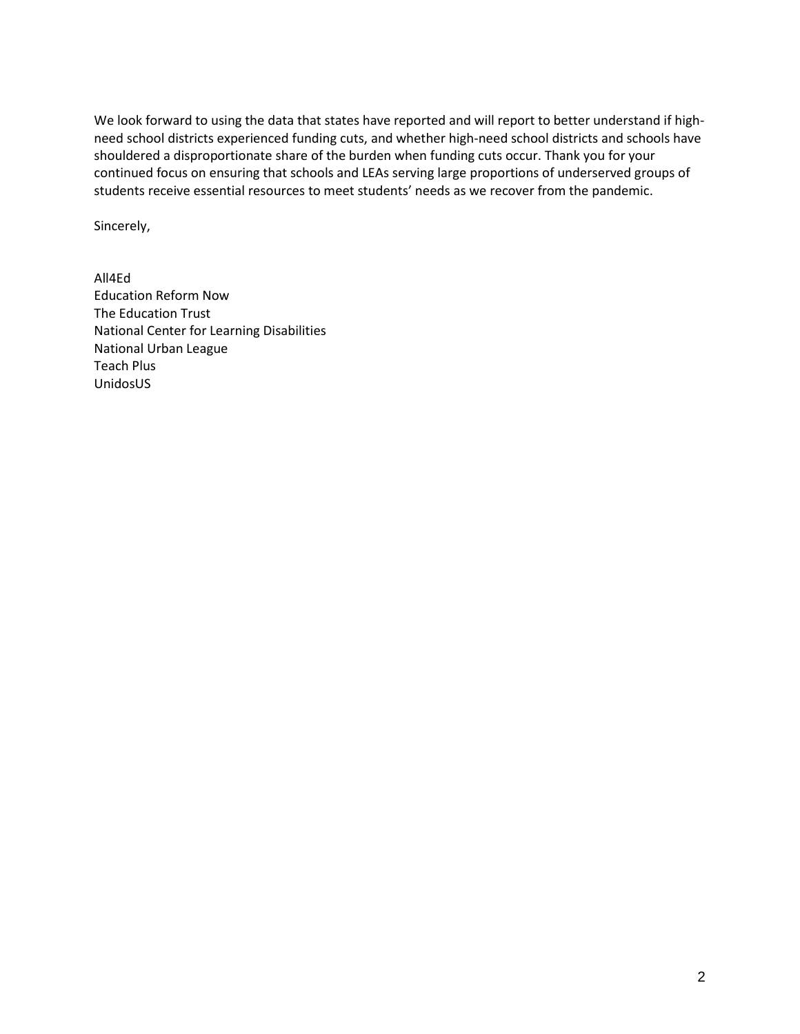We look forward to using the data that states have reported and will report to better understand if high-need school districts experienced funding cuts, and whether high-need school districts and schools have shouldered a disproportionate share of the burden when funding cuts occur. Thank you for your continued focus on ensuring that schools and LEAs serving large proportions of underserved groups of students receive essential resources to meet students' needs as we recover from the pandemic.

Sincerely,

All4Ed  
Education Reform Now  
The Education Trust  
National Center for Learning Disabilities  
National Urban League  
Teach Plus  
UnidosUS